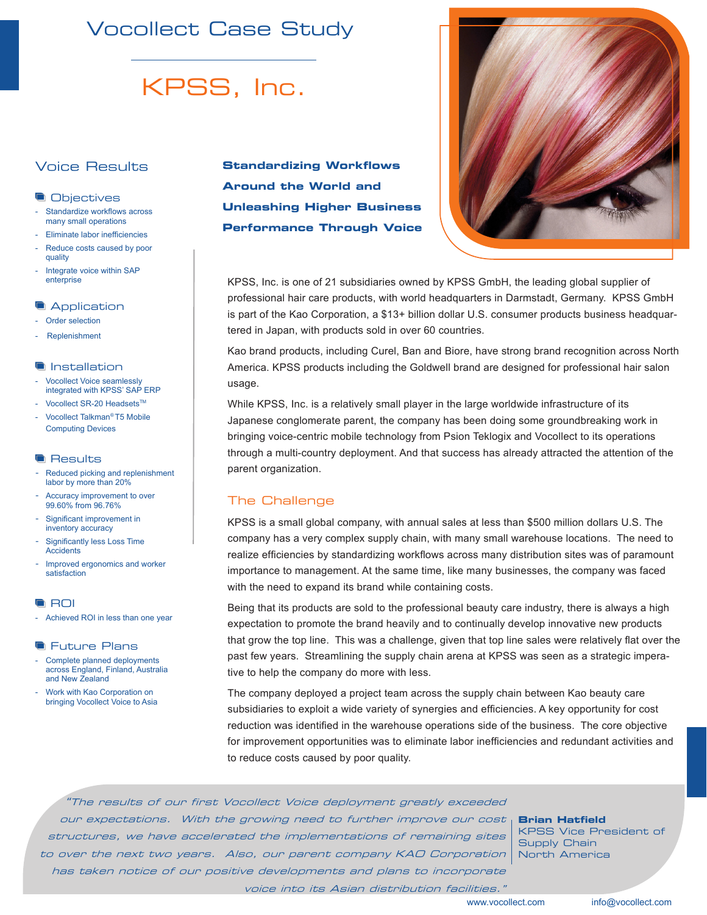# Vocollect Case Study

## KPSS, Inc.

## Voice Results

### Objectives

- Standardize workflows across many small operations
- Eliminate labor inefficiencies
- Reduce costs caused by poor quality
- Integrate voice within SAP enterprise

### Application

- Order selection
- Replenishment

### Installation

- Vocollect Voice seamlessly integrated with KPSS' SAP ERP
- Vocollect SR-20 Headsets™
- Vocollect Talkman® T5 Mobile Computing Devices

### Results

- Reduced picking and replenishment labor by more than 20%
- Accuracy improvement to over 99.60% from 96.76%
- Significant improvement in inventory accuracy
- Significantly less Loss Time Accidents
- Improved ergonomics and worker satisfaction

### ROI

- Achieved ROI in less than one year

### Future Plans

- Complete planned deployments across England, Finland, Australia and New Zealand
- Work with Kao Corporation on bringing Vocollect Voice to Asia

**Standardizing Workflows Around the World and Unleashing Higher Business Performance Through Voice**

KPSS, Inc. is one of 21 subsidiaries owned by KPSS GmbH, the leading global supplier of professional hair care products, with world headquarters in Darmstadt, Germany. KPSS GmbH is part of the Kao Corporation, a $13+ billion dollar U.S. consumer products business headquartered in Japan, with products sold in over 60 countries.

Kao brand products, including Curel, Ban and Biore, have strong brand recognition across North America. KPSS products including the Goldwell brand are designed for professional hair salon usage.

While KPSS, Inc. is a relatively small player in the large worldwide infrastructure of its Japanese conglomerate parent, the company has been doing some groundbreaking work in bringing voice-centric mobile technology from Psion Teklogix and Vocollect to its operations through a multi-country deployment. And that success has already attracted the attention of the parent organization.

## The Challenge

KPSS is a small global company, with annual sales at less than $500 million dollars U.S. The company has a very complex supply chain, with many small warehouse locations. The need to realize efficiencies by standardizing workflows across many distribution sites was of paramount importance to management. At the same time, like many businesses, the company was faced with the need to expand its brand while containing costs.

Being that its products are sold to the professional beauty care industry, there is always a high expectation to promote the brand heavily and to continually develop innovative new products that grow the top line. This was a challenge, given that top line sales were relatively flat over the past few years. Streamlining the supply chain arena at KPSS was seen as a strategic imperative to help the company do more with less.

The company deployed a project team across the supply chain between Kao beauty care subsidiaries to exploit a wide variety of synergies and efficiencies. A key opportunity for cost reduction was identified in the warehouse operations side of the business. The core objective for improvement opportunities was to eliminate labor inefficiencies and redundant activities and to reduce costs caused by poor quality.

> *"The results of our first Vocollect Voice deployment greatly exceeded our expectations. With the growing need to further improve our cost structures, we have accelerated the implementations of remaining sites to over the next two years. Also, our parent company KAO Corporation has taken notice of our positive developments and plans to incorporate voice into its Asian distribution facilities."*
>
> **Brian Hatfield**
> KPSS Vice President of Supply Chain North America

www.vocollect.com info@vocollect.com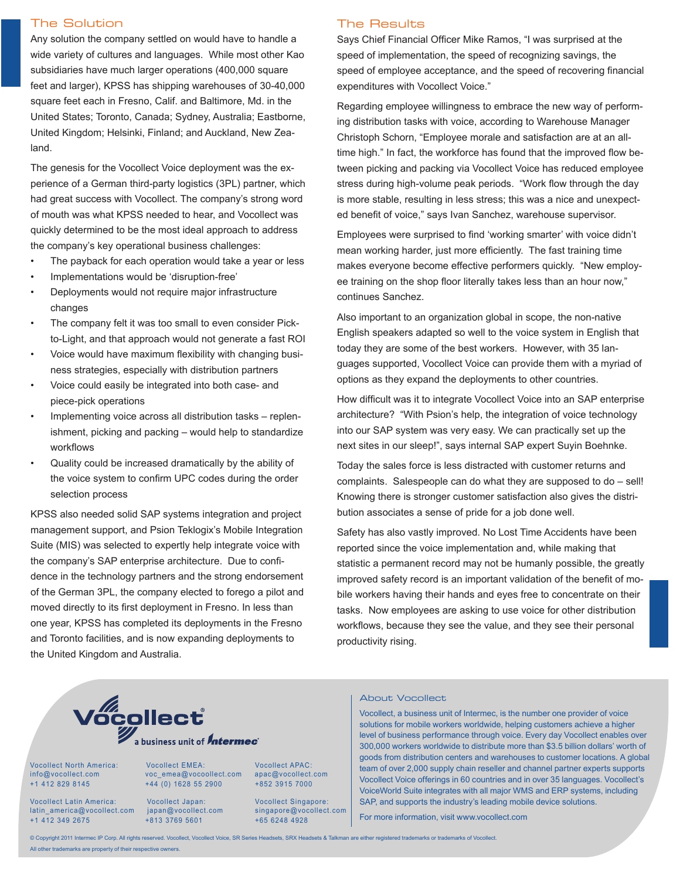## The Solution

Any solution the company settled on would have to handle a wide variety of cultures and languages. While most other Kao subsidiaries have much larger operations (400,000 square feet and larger), KPSS has shipping warehouses of 30-40,000 square feet each in Fresno, Calif. and Baltimore, Md. in the United States; Toronto, Canada; Sydney, Australia; Eastborne, United Kingdom; Helsinki, Finland; and Auckland, New Zealand.

The genesis for the Vocollect Voice deployment was the experience of a German third-party logistics (3PL) partner, which had great success with Vocollect. The company's strong word of mouth was what KPSS needed to hear, and Vocollect was quickly determined to be the most ideal approach to address the company's key operational business challenges:

- The payback for each operation would take a year or less
- Implementations would be 'disruption-free'
- Deployments would not require major infrastructure changes
- The company felt it was too small to even consider Pick-to-Light, and that approach would not generate a fast ROI
- Voice would have maximum flexibility with changing business strategies, especially with distribution partners
- Voice could easily be integrated into both case- and piece-pick operations
- Implementing voice across all distribution tasks – replenishment, picking and packing – would help to standardize workflows
- Quality could be increased dramatically by the ability of the voice system to confirm UPC codes during the order selection process

KPSS also needed solid SAP systems integration and project management support, and Psion Teklogix's Mobile Integration Suite (MIS) was selected to expertly help integrate voice with the company's SAP enterprise architecture. Due to confidence in the technology partners and the strong endorsement of the German 3PL, the company elected to forego a pilot and moved directly to its first deployment in Fresno. In less than one year, KPSS has completed its deployments in the Fresno and Toronto facilities, and is now expanding deployments to the United Kingdom and Australia.

## The Results

Says Chief Financial Officer Mike Ramos, "I was surprised at the speed of implementation, the speed of recognizing savings, the speed of employee acceptance, and the speed of recovering financial expenditures with Vocollect Voice."

Regarding employee willingness to embrace the new way of performing distribution tasks with voice, according to Warehouse Manager Christoph Schorn, "Employee morale and satisfaction are at an all-time high." In fact, the workforce has found that the improved flow between picking and packing via Vocollect Voice has reduced employee stress during high-volume peak periods. "Work flow through the day is more stable, resulting in less stress; this was a nice and unexpected benefit of voice," says Ivan Sanchez, warehouse supervisor.

Employees were surprised to find 'working smarter' with voice didn't mean working harder, just more efficiently. The fast training time makes everyone become effective performers quickly. "New employee training on the shop floor literally takes less than an hour now," continues Sanchez.

Also important to an organization global in scope, the non-native English speakers adapted so well to the voice system in English that today they are some of the best workers. However, with 35 languages supported, Vocollect Voice can provide them with a myriad of options as they expand the deployments to other countries.

How difficult was it to integrate Vocollect Voice into an SAP enterprise architecture? "With Psion's help, the integration of voice technology into our SAP system was very easy. We can practically set up the next sites in our sleep!", says internal SAP expert Suyin Boehnke.

Today the sales force is less distracted with customer returns and complaints. Salespeople can do what they are supposed to do – sell! Knowing there is stronger customer satisfaction also gives the distribution associates a sense of pride for a job done well.

Safety has also vastly improved. No Lost Time Accidents have been reported since the voice implementation and, while making that statistic a permanent record may not be humanly possible, the greatly improved safety record is an important validation of the benefit of mobile workers having their hands and eyes free to concentrate on their tasks. Now employees are asking to use voice for other distribution workflows, because they see the value, and they see their personal productivity rising.

Vocollect® a business unit of Intermec

Vocollect North America:
info@vocollect.com
+1 412 829 8145

Vocollect EMEA:
voc_emea@vocollect.com
+44 (0) 1628 55 2900

Vocollect APAC:
apac@vocollect.com
+852 3915 7000

Vocollect Latin America:
latin_america@vocollect.com
+1 412 349 2675

Vocollect Japan:
japan@vocollect.com
+813 3769 5601

Vocollect Singapore:
singapore@vocollect.com
+65 6248 4928

### About Vocollect

Vocollect, a business unit of Intermec, is the number one provider of voice solutions for mobile workers worldwide, helping customers achieve a higher level of business performance through voice. Every day Vocollect enables over 300,000 workers worldwide to distribute more than $3.5 billion dollars' worth of goods from distribution centers and warehouses to customer locations. A global team of over 2,000 supply chain reseller and channel partner experts supports Vocollect Voice offerings in 60 countries and in over 35 languages. Vocollect's VoiceWorld Suite integrates with all major WMS and ERP systems, including SAP, and supports the industry's leading mobile device solutions.

For more information, visit www.vocollect.com

© Copyright 2011 Intermec IP Corp. All rights reserved. Vocollect, Vocollect Voice, SR Series Headsets, SRX Headsets & Talkman are either registered trademarks or trademarks of Vocollect. All other trademarks are property of their respective owners.